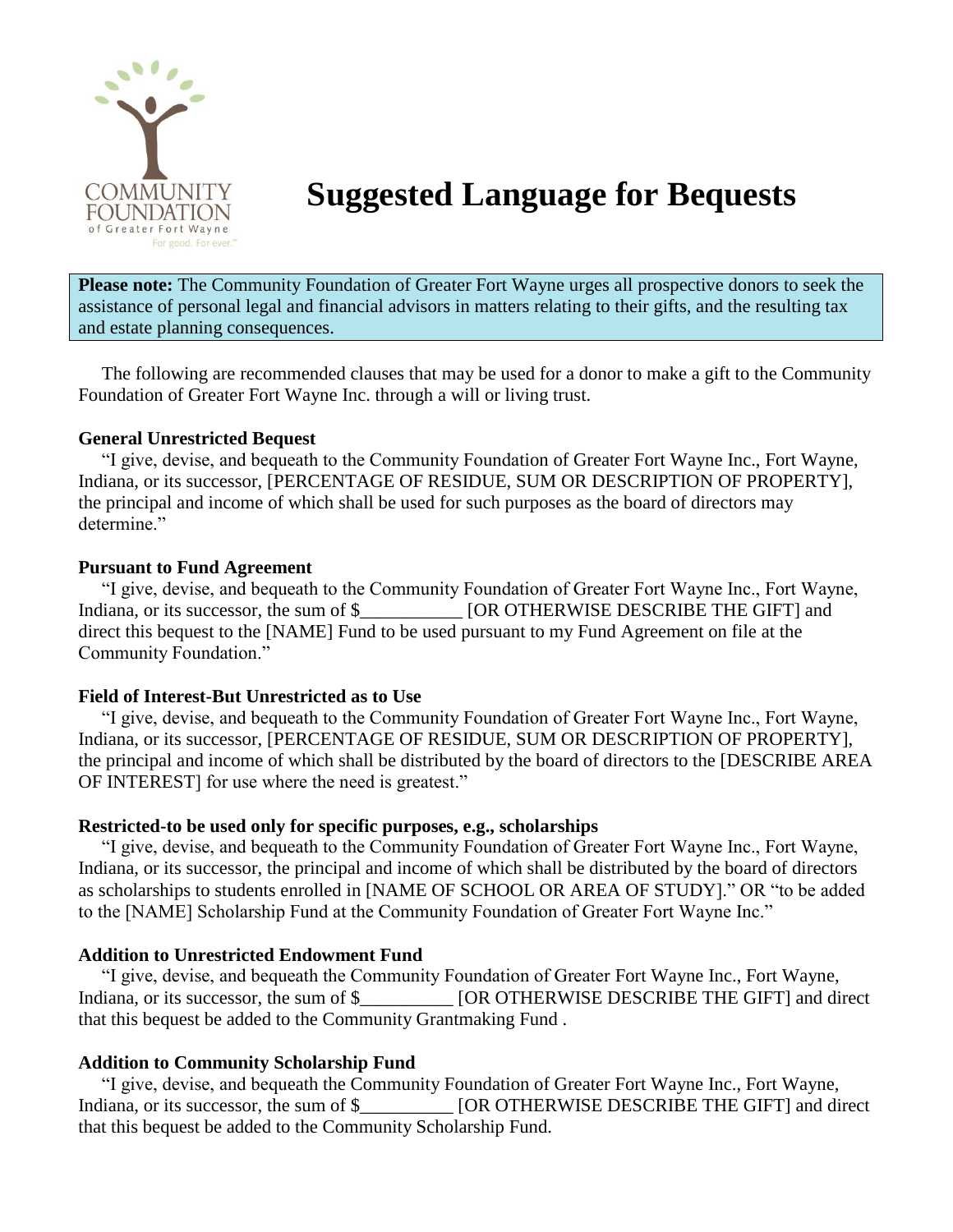COMMUNITY FOUNDATION of Greater Fort Wayne For good. For ever.™

# Suggested Language for Bequests

**Please note:** The Community Foundation of Greater Fort Wayne urges all prospective donors to seek the assistance of personal legal and financial advisors in matters relating to their gifts, and the resulting tax and estate planning consequences.

The following are recommended clauses that may be used for a donor to make a gift to the Community Foundation of Greater Fort Wayne Inc. through a will or living trust.

**General Unrestricted Bequest**

"I give, devise, and bequeath to the Community Foundation of Greater Fort Wayne Inc., Fort Wayne, Indiana, or its successor, [PERCENTAGE OF RESIDUE, SUM OR DESCRIPTION OF PROPERTY], the principal and income of which shall be used for such purposes as the board of directors may determine."

**Pursuant to Fund Agreement**

"I give, devise, and bequeath to the Community Foundation of Greater Fort Wayne Inc., Fort Wayne, Indiana, or its successor, the sum of $___________ [OR OTHERWISE DESCRIBE THE GIFT] and direct this bequest to the [NAME] Fund to be used pursuant to my Fund Agreement on file at the Community Foundation."

**Field of Interest-But Unrestricted as to Use**

"I give, devise, and bequeath to the Community Foundation of Greater Fort Wayne Inc., Fort Wayne, Indiana, or its successor, [PERCENTAGE OF RESIDUE, SUM OR DESCRIPTION OF PROPERTY], the principal and income of which shall be distributed by the board of directors to the [DESCRIBE AREA OF INTEREST] for use where the need is greatest."

**Restricted-to be used only for specific purposes, e.g., scholarships**

"I give, devise, and bequeath to the Community Foundation of Greater Fort Wayne Inc., Fort Wayne, Indiana, or its successor, the principal and income of which shall be distributed by the board of directors as scholarships to students enrolled in [NAME OF SCHOOL OR AREA OF STUDY]." OR "to be added to the [NAME] Scholarship Fund at the Community Foundation of Greater Fort Wayne Inc."

**Addition to Unrestricted Endowment Fund**

"I give, devise, and bequeath the Community Foundation of Greater Fort Wayne Inc., Fort Wayne, Indiana, or its successor, the sum of $__________ [OR OTHERWISE DESCRIBE THE GIFT] and direct that this bequest be added to the Community Grantmaking Fund .

**Addition to Community Scholarship Fund**

"I give, devise, and bequeath the Community Foundation of Greater Fort Wayne Inc., Fort Wayne, Indiana, or its successor, the sum of $__________ [OR OTHERWISE DESCRIBE THE GIFT] and direct that this bequest be added to the Community Scholarship Fund.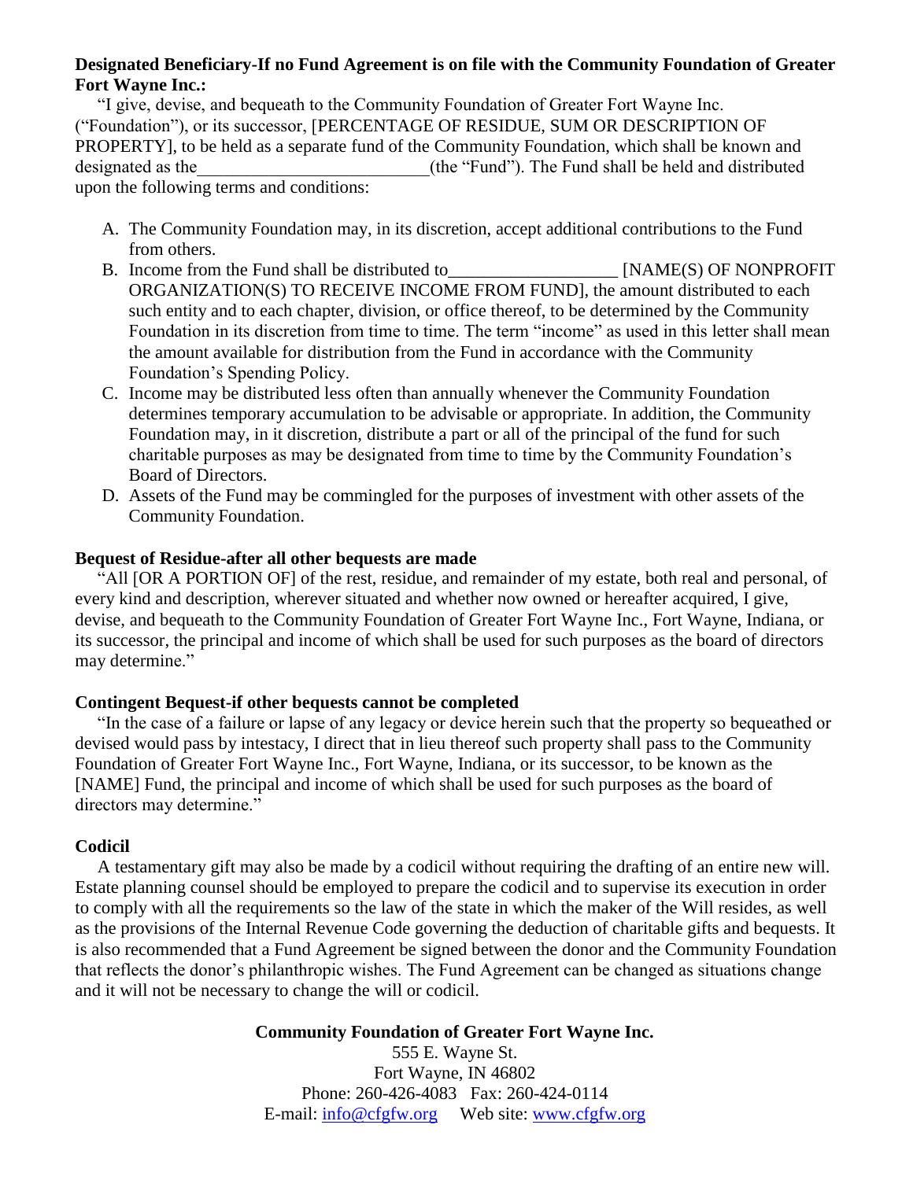**Designated Beneficiary-If no Fund Agreement is on file with the Community Foundation of Greater Fort Wayne Inc.:**

"I give, devise, and bequeath to the Community Foundation of Greater Fort Wayne Inc. ("Foundation"), or its successor, [PERCENTAGE OF RESIDUE, SUM OR DESCRIPTION OF PROPERTY], to be held as a separate fund of the Community Foundation, which shall be known and designated as the__________________________(the "Fund"). The Fund shall be held and distributed upon the following terms and conditions:

A. The Community Foundation may, in its discretion, accept additional contributions to the Fund from others.
B. Income from the Fund shall be distributed to___________________ [NAME(S) OF NONPROFIT ORGANIZATION(S) TO RECEIVE INCOME FROM FUND], the amount distributed to each such entity and to each chapter, division, or office thereof, to be determined by the Community Foundation in its discretion from time to time. The term "income" as used in this letter shall mean the amount available for distribution from the Fund in accordance with the Community Foundation's Spending Policy.
C. Income may be distributed less often than annually whenever the Community Foundation determines temporary accumulation to be advisable or appropriate. In addition, the Community Foundation may, in it discretion, distribute a part or all of the principal of the fund for such charitable purposes as may be designated from time to time by the Community Foundation's Board of Directors.
D. Assets of the Fund may be commingled for the purposes of investment with other assets of the Community Foundation.

**Bequest of Residue-after all other bequests are made**

"All [OR A PORTION OF] of the rest, residue, and remainder of my estate, both real and personal, of every kind and description, wherever situated and whether now owned or hereafter acquired, I give, devise, and bequeath to the Community Foundation of Greater Fort Wayne Inc., Fort Wayne, Indiana, or its successor, the principal and income of which shall be used for such purposes as the board of directors may determine."

**Contingent Bequest-if other bequests cannot be completed**

"In the case of a failure or lapse of any legacy or device herein such that the property so bequeathed or devised would pass by intestacy, I direct that in lieu thereof such property shall pass to the Community Foundation of Greater Fort Wayne Inc., Fort Wayne, Indiana, or its successor, to be known as the [NAME] Fund, the principal and income of which shall be used for such purposes as the board of directors may determine."

**Codicil**

A testamentary gift may also be made by a codicil without requiring the drafting of an entire new will. Estate planning counsel should be employed to prepare the codicil and to supervise its execution in order to comply with all the requirements so the law of the state in which the maker of the Will resides, as well as the provisions of the Internal Revenue Code governing the deduction of charitable gifts and bequests. It is also recommended that a Fund Agreement be signed between the donor and the Community Foundation that reflects the donor's philanthropic wishes. The Fund Agreement can be changed as situations change and it will not be necessary to change the will or codicil.

**Community Foundation of Greater Fort Wayne Inc.**
555 E. Wayne St.
Fort Wayne, IN 46802
Phone: 260-426-4083 Fax: 260-424-0114
E-mail: info@cfgfw.org Web site: www.cfgfw.org